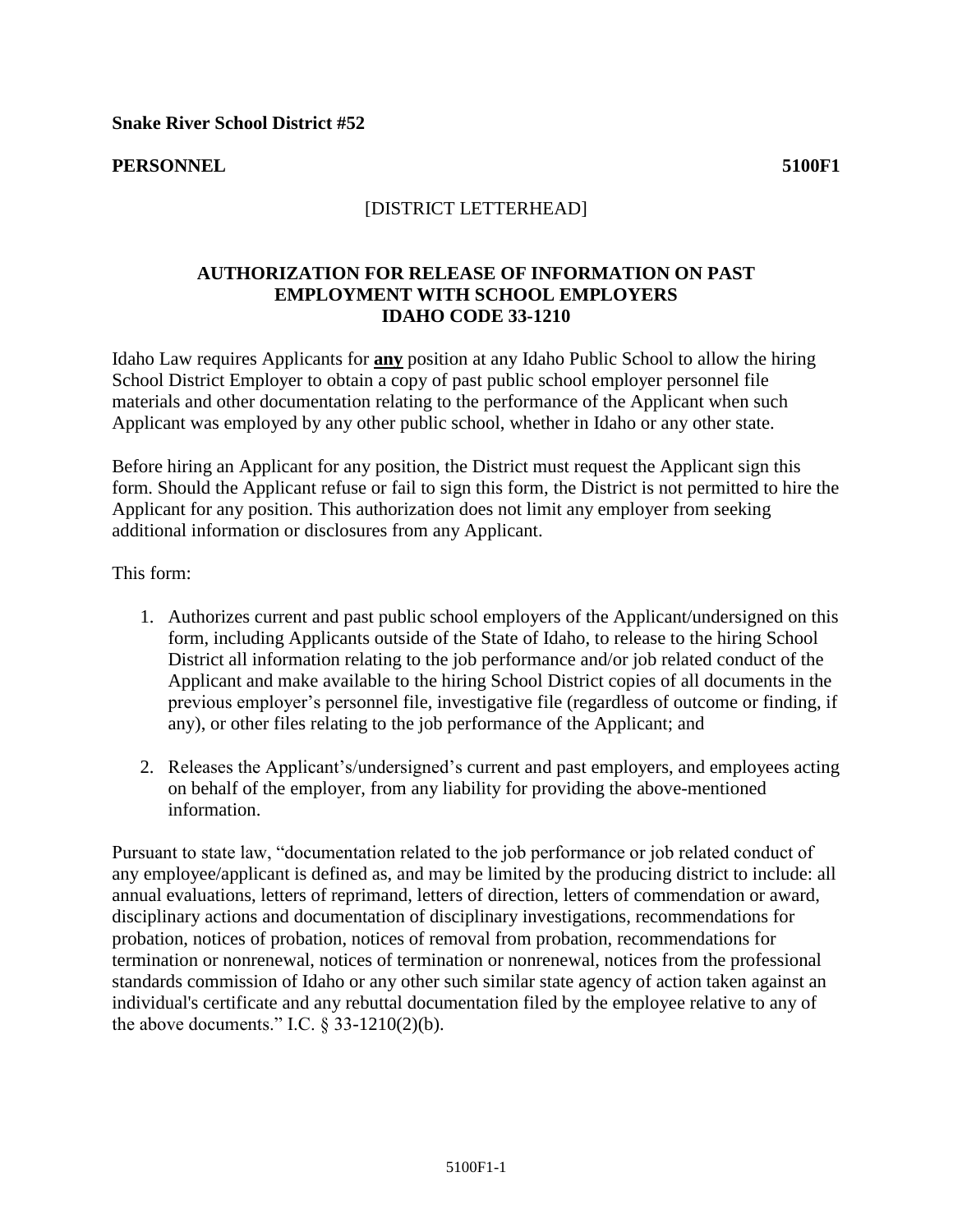**Snake River School District #52**

**PERSONNEL** **5100F1**

[DISTRICT LETTERHEAD]

## AUTHORIZATION FOR RELEASE OF INFORMATION ON PAST EMPLOYMENT WITH SCHOOL EMPLOYERS IDAHO CODE 33-1210

Idaho Law requires Applicants for **<u>any</u>** position at any Idaho Public School to allow the hiring School District Employer to obtain a copy of past public school employer personnel file materials and other documentation relating to the performance of the Applicant when such Applicant was employed by any other public school, whether in Idaho or any other state.

Before hiring an Applicant for any position, the District must request the Applicant sign this form. Should the Applicant refuse or fail to sign this form, the District is not permitted to hire the Applicant for any position. This authorization does not limit any employer from seeking additional information or disclosures from any Applicant.

This form:

1. Authorizes current and past public school employers of the Applicant/undersigned on this form, including Applicants outside of the State of Idaho, to release to the hiring School District all information relating to the job performance and/or job related conduct of the Applicant and make available to the hiring School District copies of all documents in the previous employer's personnel file, investigative file (regardless of outcome or finding, if any), or other files relating to the job performance of the Applicant; and

2. Releases the Applicant's/undersigned's current and past employers, and employees acting on behalf of the employer, from any liability for providing the above-mentioned information.

Pursuant to state law, "documentation related to the job performance or job related conduct of any employee/applicant is defined as, and may be limited by the producing district to include: all annual evaluations, letters of reprimand, letters of direction, letters of commendation or award, disciplinary actions and documentation of disciplinary investigations, recommendations for probation, notices of probation, notices of removal from probation, recommendations for termination or nonrenewal, notices of termination or nonrenewal, notices from the professional standards commission of Idaho or any other such similar state agency of action taken against an individual's certificate and any rebuttal documentation filed by the employee relative to any of the above documents." I.C. § 33-1210(2)(b).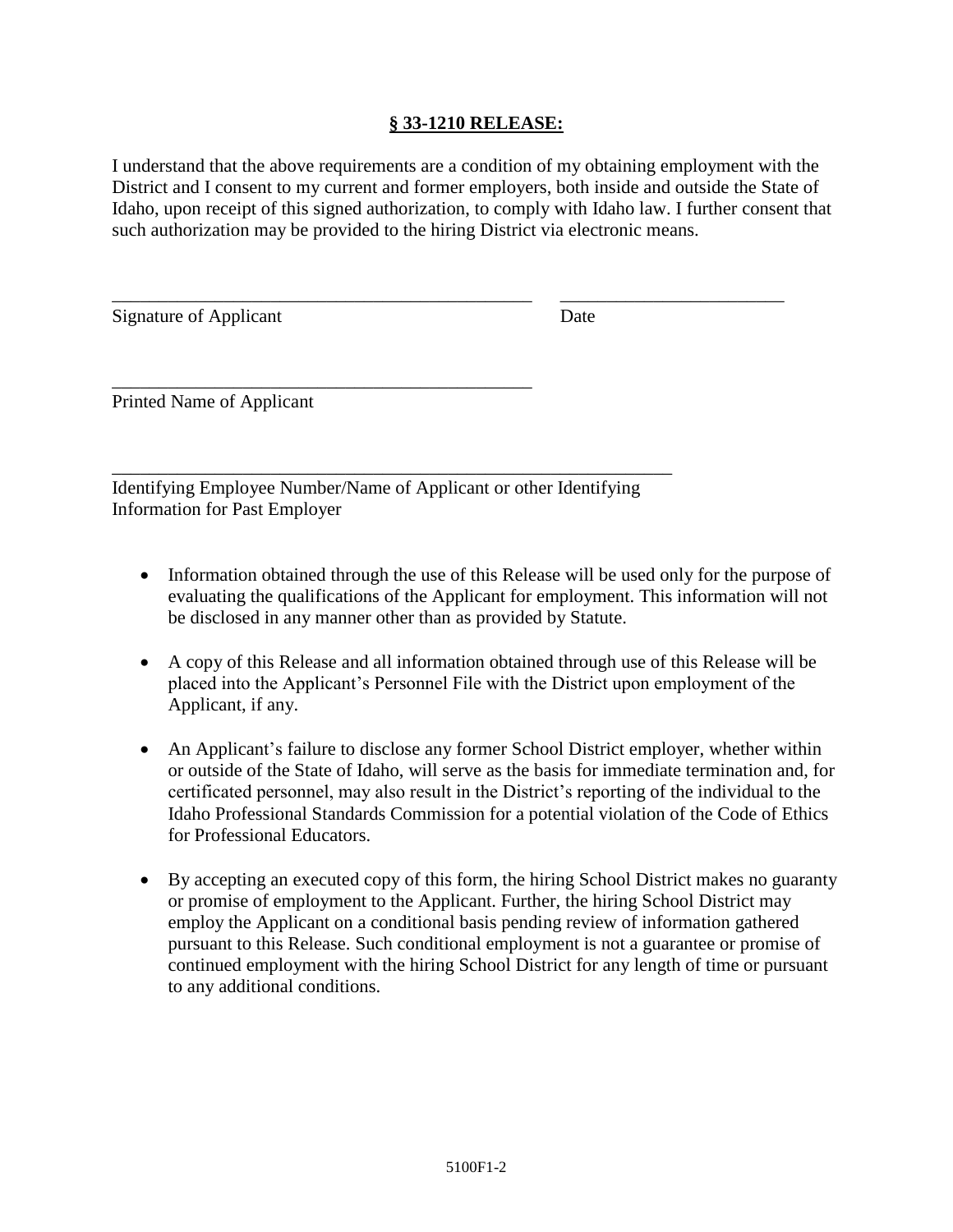## § 33-1210 RELEASE:

I understand that the above requirements are a condition of my obtaining employment with the District and I consent to my current and former employers, both inside and outside the State of Idaho, upon receipt of this signed authorization, to comply with Idaho law. I further consent that such authorization may be provided to the hiring District via electronic means.

_______________________________________________ ________________________

Signature of Applicant Date

_______________________________________________

Printed Name of Applicant

______________________________________________________________

Identifying Employee Number/Name of Applicant or other Identifying Information for Past Employer

- Information obtained through the use of this Release will be used only for the purpose of evaluating the qualifications of the Applicant for employment. This information will not be disclosed in any manner other than as provided by Statute.
- A copy of this Release and all information obtained through use of this Release will be placed into the Applicant's Personnel File with the District upon employment of the Applicant, if any.
- An Applicant's failure to disclose any former School District employer, whether within or outside of the State of Idaho, will serve as the basis for immediate termination and, for certificated personnel, may also result in the District's reporting of the individual to the Idaho Professional Standards Commission for a potential violation of the Code of Ethics for Professional Educators.
- By accepting an executed copy of this form, the hiring School District makes no guaranty or promise of employment to the Applicant. Further, the hiring School District may employ the Applicant on a conditional basis pending review of information gathered pursuant to this Release. Such conditional employment is not a guarantee or promise of continued employment with the hiring School District for any length of time or pursuant to any additional conditions.

5100F1-2